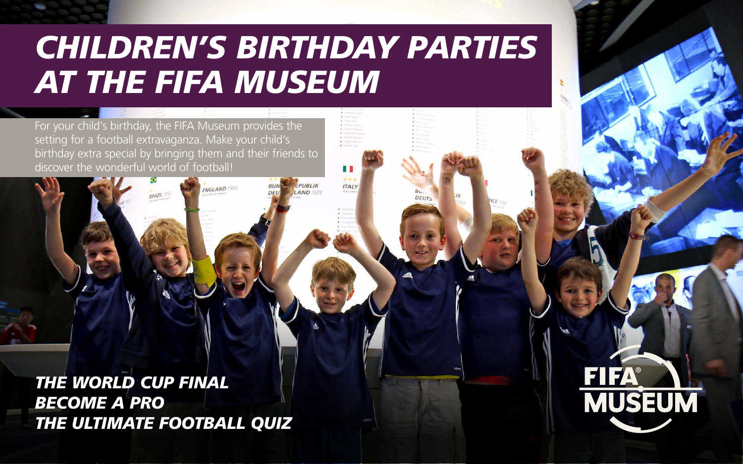# CHILDREN'S BIRTHDAY PARTIES AT THE FIFA MUSEUM

For your child's birthday, the FIFA Museum provides the setting for a football extravaganza. Make your child's birthday extra special by bringing them and their friends to discover the wonderful world of football!

***THE WORLD CUP FINAL***
***BECOME A PRO***
***THE ULTIMATE FOOTBALL QUIZ***

FIFA® MUSEUM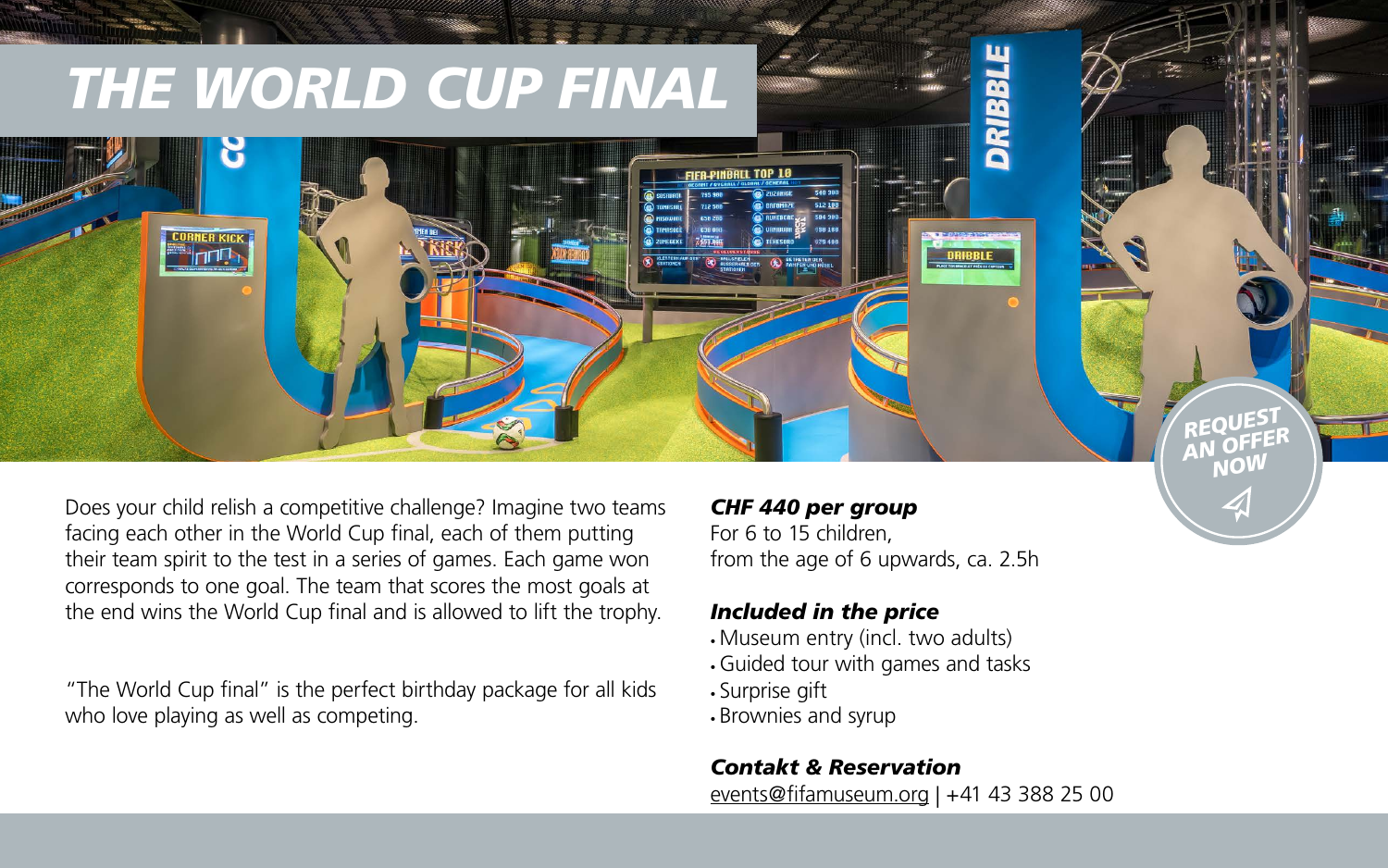# THE WORLD CUP FINAL

Does your child relish a competitive challenge? Imagine two teams facing each other in the World Cup final, each of them putting their team spirit to the test in a series of games. Each game won corresponds to one goal. The team that scores the most goals at the end wins the World Cup final and is allowed to lift the trophy.

"The World Cup final" is the perfect birthday package for all kids who love playing as well as competing.

***CHF 440 per group***
For 6 to 15 children,
from the age of 6 upwards, ca. 2.5h

***Included in the price***

- Museum entry (incl. two adults)
- Guided tour with games and tasks
- Surprise gift
- Brownies and syrup

***Contakt & Reservation***
events@fifamuseum.org | +41 43 388 25 00

REQUEST AN OFFER NOW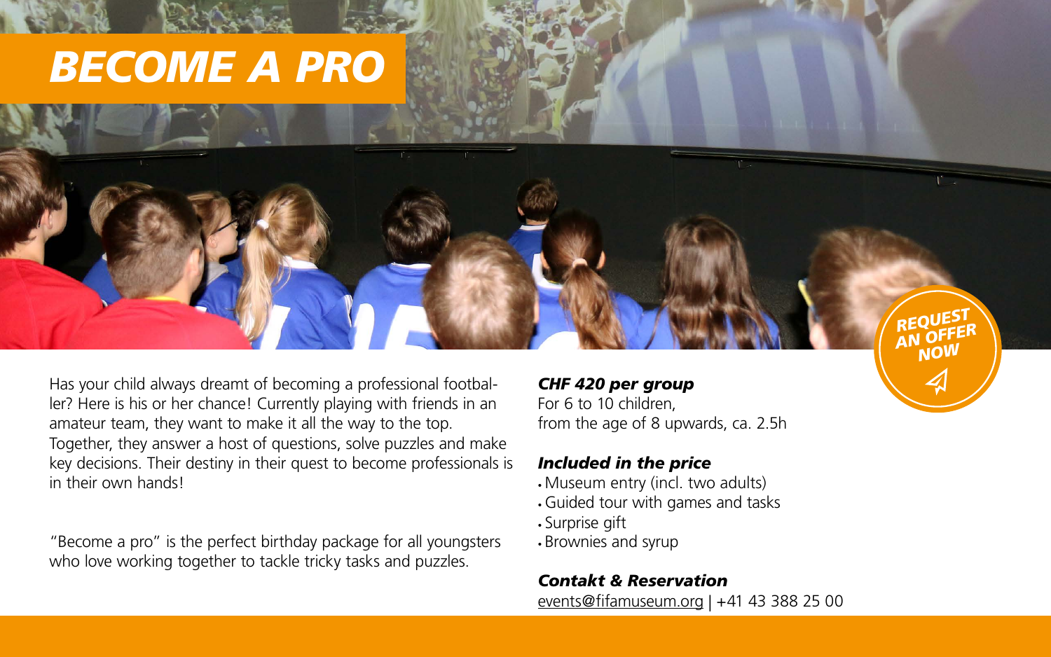# BECOME A PRO

REQUEST AN OFFER NOW

Has your child always dreamt of becoming a professional footballer? Here is his or her chance! Currently playing with friends in an amateur team, they want to make it all the way to the top. Together, they answer a host of questions, solve puzzles and make key decisions. Their destiny in their quest to become professionals is in their own hands!

"Become a pro" is the perfect birthday package for all youngsters who love working together to tackle tricky tasks and puzzles.

***CHF 420 per group***
For 6 to 10 children,
from the age of 8 upwards, ca. 2.5h

***Included in the price***

- Museum entry (incl. two adults)
- Guided tour with games and tasks
- Surprise gift
- Brownies and syrup

***Contakt & Reservation***
events@fifamuseum.org | +41 43 388 25 00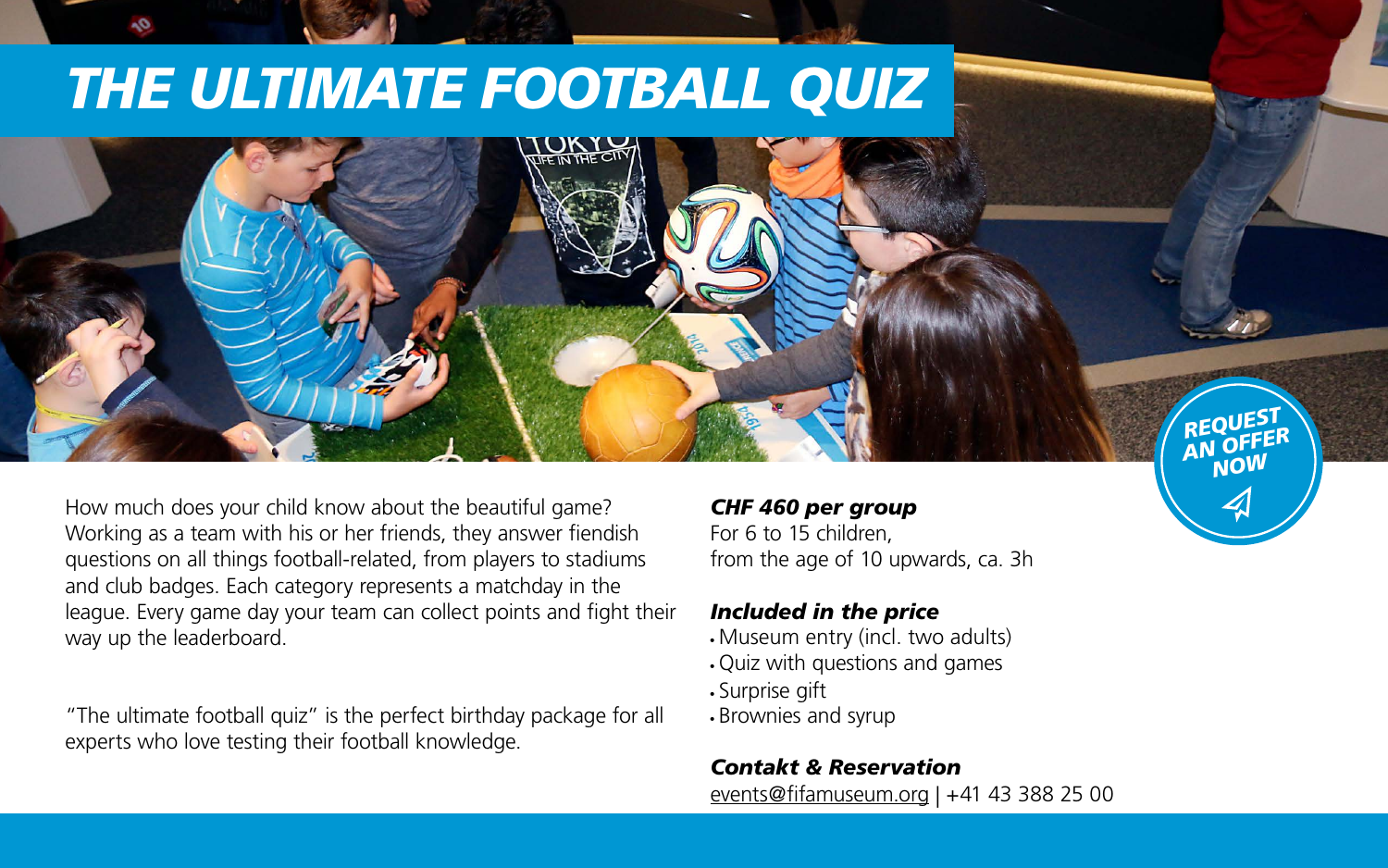# THE ULTIMATE FOOTBALL QUIZ

How much does your child know about the beautiful game? Working as a team with his or her friends, they answer fiendish questions on all things football-related, from players to stadiums and club badges. Each category represents a matchday in the league. Every game day your team can collect points and fight their way up the leaderboard.

"The ultimate football quiz" is the perfect birthday package for all experts who love testing their football knowledge.

***CHF 460 per group***
For 6 to 15 children,
from the age of 10 upwards, ca. 3h

***Included in the price***

- Museum entry (incl. two adults)
- Quiz with questions and games
- Surprise gift
- Brownies and syrup

***Contakt & Reservation***
events@fifamuseum.org | +41 43 388 25 00

REQUEST AN OFFER NOW